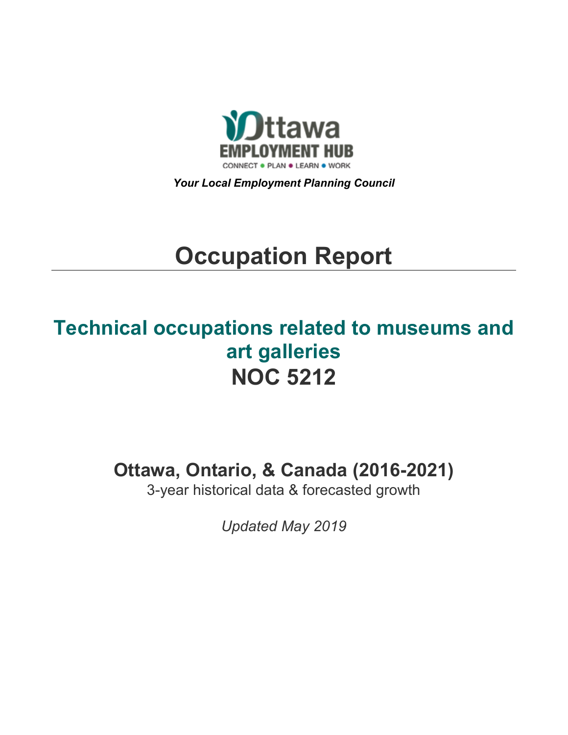Ottawa EMPLOYMENT HUB

CONNECT ● PLAN ● LEARN ● WORK

***Your Local Employment Planning Council***

# Occupation Report

## Technical occupations related to museums and art galleries
## NOC 5212

### Ottawa, Ontario, & Canada (2016-2021)

3-year historical data & forecasted growth

*Updated May 2019*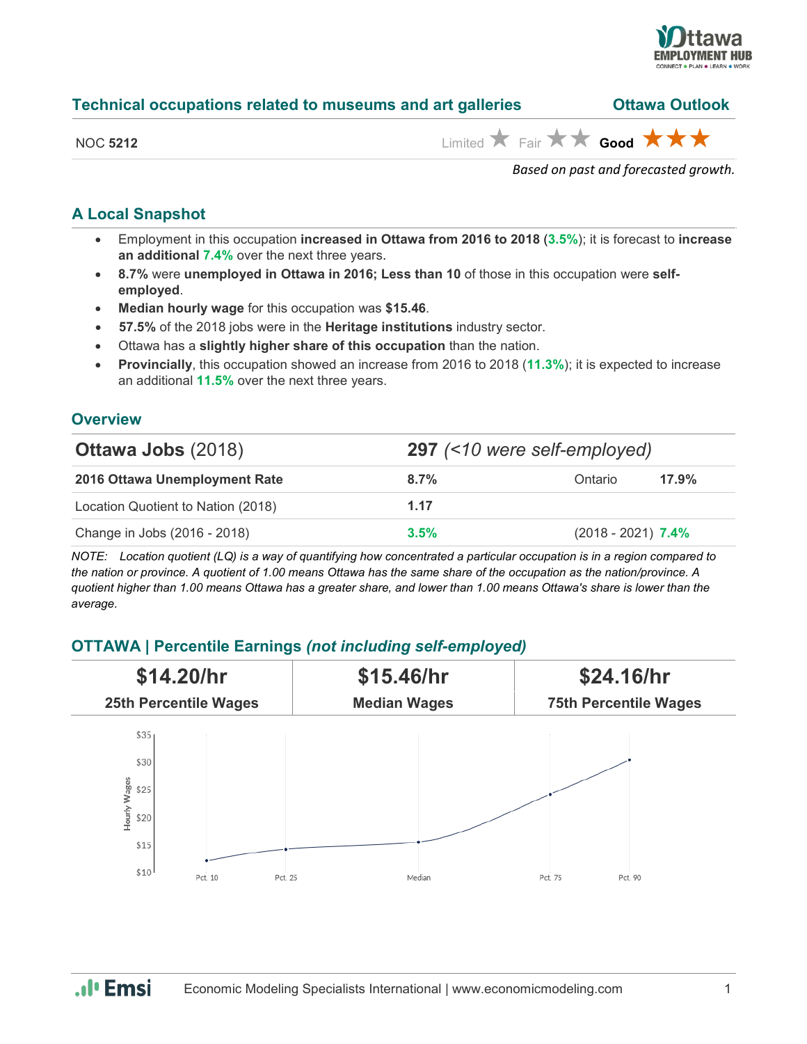## Technical occupations related to museums and art galleries

**Ottawa Outlook**

NOC **5212**

Limited ★ Fair ★★ **Good** ★★★

*Based on past and forecasted growth.*

## A Local Snapshot

- Employment in this occupation **increased in Ottawa from 2016 to 2018** (**3.5%**); it is forecast to **increase an additional 7.4%** over the next three years.
- **8.7%** were **unemployed in Ottawa in 2016; Less than 10** of those in this occupation were **self-employed**.
- **Median hourly wage** for this occupation was **$15.46**.
- **57.5%** of the 2018 jobs were in the **Heritage institutions** industry sector.
- Ottawa has a **slightly higher share of this occupation** than the nation.
- **Provincially**, this occupation showed an increase from 2016 to 2018 (**11.3%**); it is expected to increase an additional **11.5%** over the next three years.

## Overview

| **Ottawa Jobs** (2018) | **297** *(<10 were self-employed)* | | |
|---|---|---|---|
| **2016 Ottawa Unemployment Rate** | **8.7%** | Ontario | **17.9%** |
| Location Quotient to Nation (2018) | **1.17** | | |
| Change in Jobs (2016 - 2018) | **3.5%** | (2018 - 2021) | **7.4%** |

*NOTE: Location quotient (LQ) is a way of quantifying how concentrated a particular occupation is in a region compared to the nation or province. A quotient of 1.00 means Ottawa has the same share of the occupation as the nation/province. A quotient higher than 1.00 means Ottawa has a greater share, and lower than 1.00 means Ottawa's share is lower than the average.*

## OTTAWA | Percentile Earnings *(not including self-employed)*

| **$14.20/hr** | **$15.46/hr** | **$24.16/hr** |
|---|---|---|
| **25th Percentile Wages** | **Median Wages** | **75th Percentile Wages** |

Hourly Wages

$35
$30
$25
$20
$15
$10

Pct. 10
Pct. 25
Median
Pct. 75
Pct. 90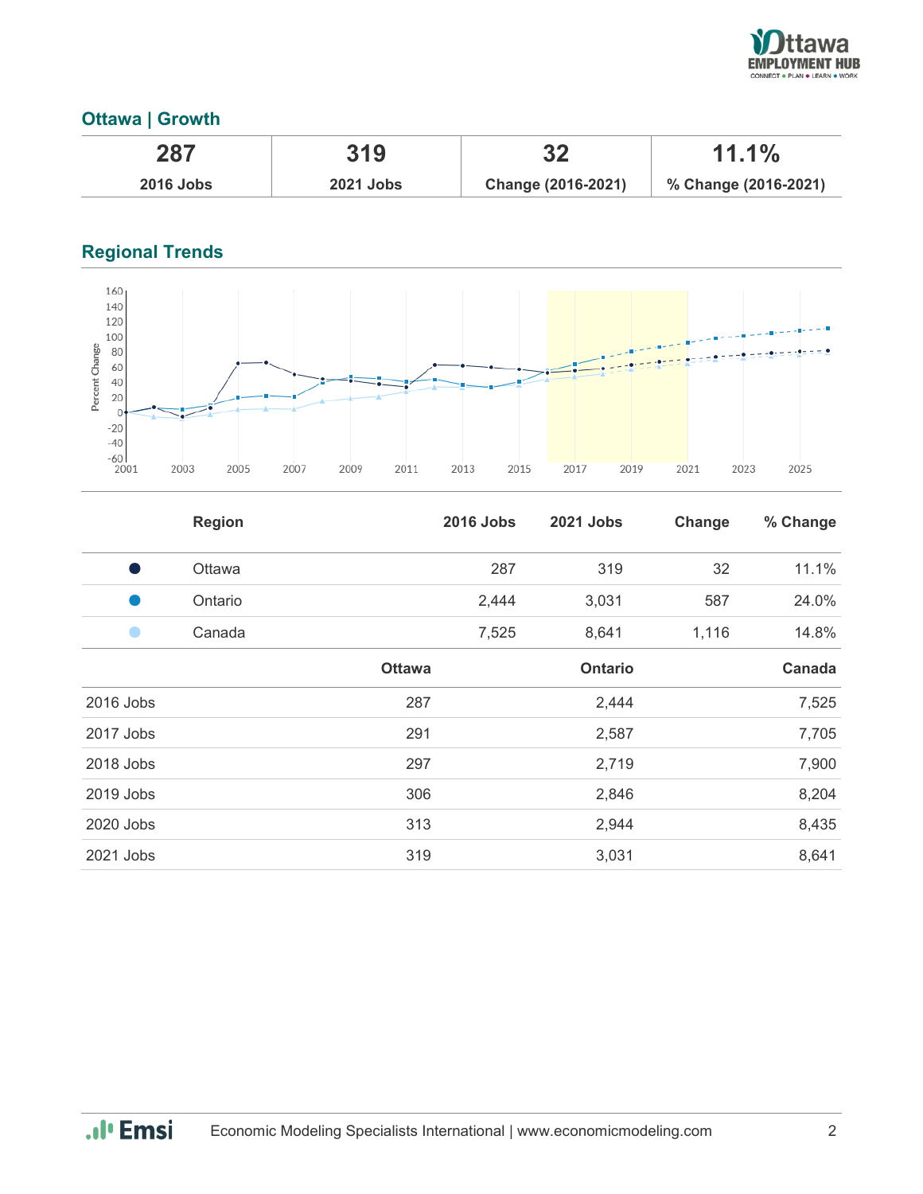## Ottawa | Growth

| 287 | 319 | 32 | 11.1% |
|---|---|---|---|
| 2016 Jobs | 2021 Jobs | Change (2016-2021) | % Change (2016-2021) |

## Regional Trends

160
140
120
100
80
60
40
20
0
-20
-40
-60

Percent Change

2001 2003 2005 2007 2009 2011 2013 2015 2017 2019 2021 2023 2025

| | Region | 2016 Jobs | 2021 Jobs | Change | % Change |
|---|---|---|---|---|---|
| ● | Ottawa | 287 | 319 | 32 | 11.1% |
| ● | Ontario | 2,444 | 3,031 | 587 | 24.0% |
| ● | Canada | 7,525 | 8,641 | 1,116 | 14.8% |

| | Ottawa | Ontario | Canada |
|---|---|---|---|
| 2016 Jobs | 287 | 2,444 | 7,525 |
| 2017 Jobs | 291 | 2,587 | 7,705 |
| 2018 Jobs | 297 | 2,719 | 7,900 |
| 2019 Jobs | 306 | 2,846 | 8,204 |
| 2020 Jobs | 313 | 2,944 | 8,435 |
| 2021 Jobs | 319 | 3,031 | 8,641 |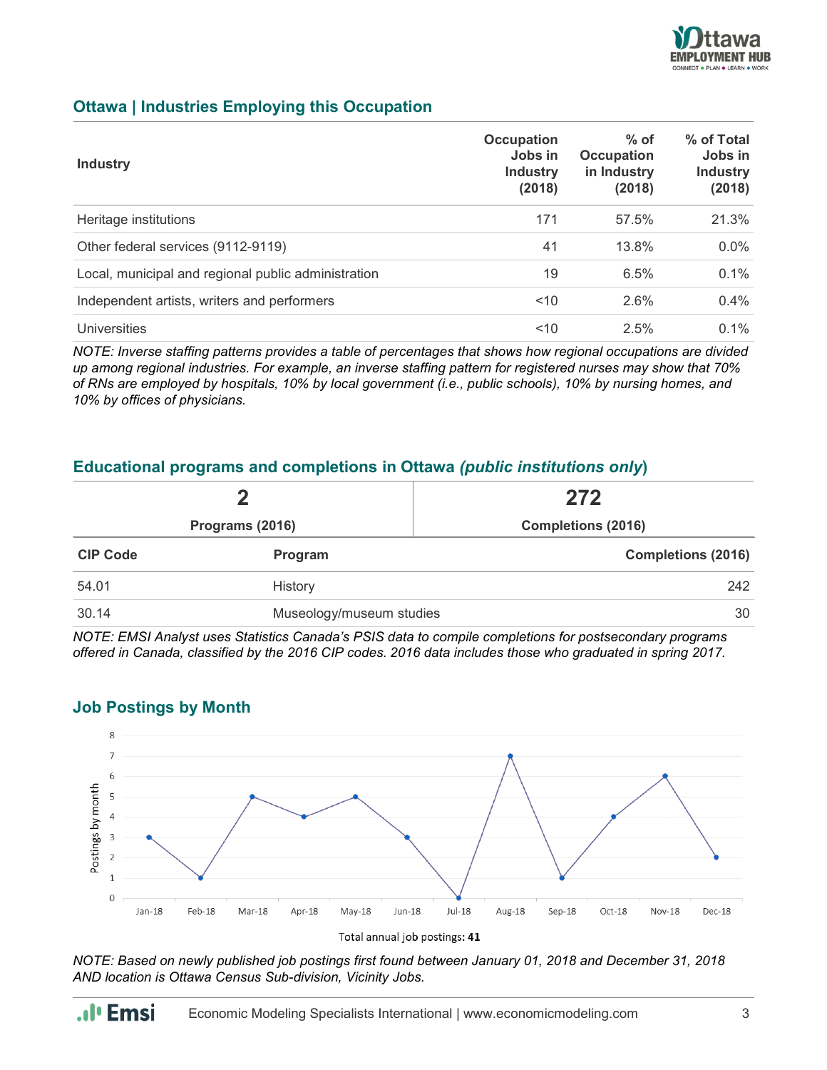## Ottawa | Industries Employing this Occupation

| Industry | Occupation Jobs in Industry (2018) | % of Occupation in Industry (2018) | % of Total Jobs in Industry (2018) |
|---|---|---|---|
| Heritage institutions | 171 | 57.5% | 21.3% |
| Other federal services (9112-9119) | 41 | 13.8% | 0.0% |
| Local, municipal and regional public administration | 19 | 6.5% | 0.1% |
| Independent artists, writers and performers | <10 | 2.6% | 0.4% |
| Universities | <10 | 2.5% | 0.1% |

*NOTE: Inverse staffing patterns provides a table of percentages that shows how regional occupations are divided up among regional industries. For example, an inverse staffing pattern for registered nurses may show that 70% of RNs are employed by hospitals, 10% by local government (i.e., public schools), 10% by nursing homes, and 10% by offices of physicians.*

## Educational programs and completions in Ottawa *(public institutions only)*

| 2 | 272 |
|---|---|
| Programs (2016) | Completions (2016) |

| CIP Code | Program | Completions (2016) |
|---|---|---|
| 54.01 | History | 242 |
| 30.14 | Museology/museum studies | 30 |

*NOTE: EMSI Analyst uses Statistics Canada's PSIS data to compile completions for postsecondary programs offered in Canada, classified by the 2016 CIP codes. 2016 data includes those who graduated in spring 2017.*

## Job Postings by Month

Postings by month

8
7
6
5
4
3
2
1
0

Jan-18 Feb-18 Mar-18 Apr-18 May-18 Jun-18 Jul-18 Aug-18 Sep-18 Oct-18 Nov-18 Dec-18

Total annual job postings: **41**

*NOTE: Based on newly published job postings first found between January 01, 2018 and December 31, 2018 AND location is Ottawa Census Sub-division, Vicinity Jobs.*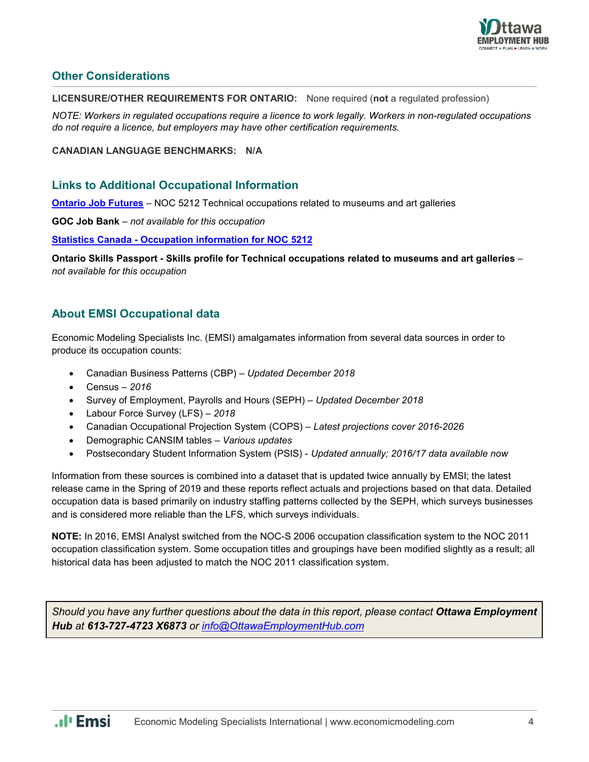## Other Considerations

**LICENSURE/OTHER REQUIREMENTS FOR ONTARIO:** None required (**not** a regulated profession)

*NOTE: Workers in regulated occupations require a licence to work legally. Workers in non-regulated occupations do not require a licence, but employers may have other certification requirements.*

**CANADIAN LANGUAGE BENCHMARKS: N/A**

## Links to Additional Occupational Information

**Ontario Job Futures** – NOC 5212 Technical occupations related to museums and art galleries

**GOC Job Bank** – *not available for this occupation*

**Statistics Canada - Occupation information for NOC 5212**

**Ontario Skills Passport - Skills profile for Technical occupations related to museums and art galleries** – *not available for this occupation*

## About EMSI Occupational data

Economic Modeling Specialists Inc. (EMSI) amalgamates information from several data sources in order to produce its occupation counts:

- Canadian Business Patterns (CBP) – *Updated December 2018*
- Census – *2016*
- Survey of Employment, Payrolls and Hours (SEPH) – *Updated December 2018*
- Labour Force Survey (LFS) – *2018*
- Canadian Occupational Projection System (COPS) – *Latest projections cover 2016-2026*
- Demographic CANSIM tables – *Various updates*
- Postsecondary Student Information System (PSIS) - *Updated annually; 2016/17 data available now*

Information from these sources is combined into a dataset that is updated twice annually by EMSI; the latest release came in the Spring of 2019 and these reports reflect actuals and projections based on that data. Detailed occupation data is based primarily on industry staffing patterns collected by the SEPH, which surveys businesses and is considered more reliable than the LFS, which surveys individuals.

**NOTE:** In 2016, EMSI Analyst switched from the NOC-S 2006 occupation classification system to the NOC 2011 occupation classification system. Some occupation titles and groupings have been modified slightly as a result; all historical data has been adjusted to match the NOC 2011 classification system.

*Should you have any further questions about the data in this report, please contact **Ottawa Employment Hub** at **613-727-4723 X6873** or info@OttawaEmploymentHub.com*